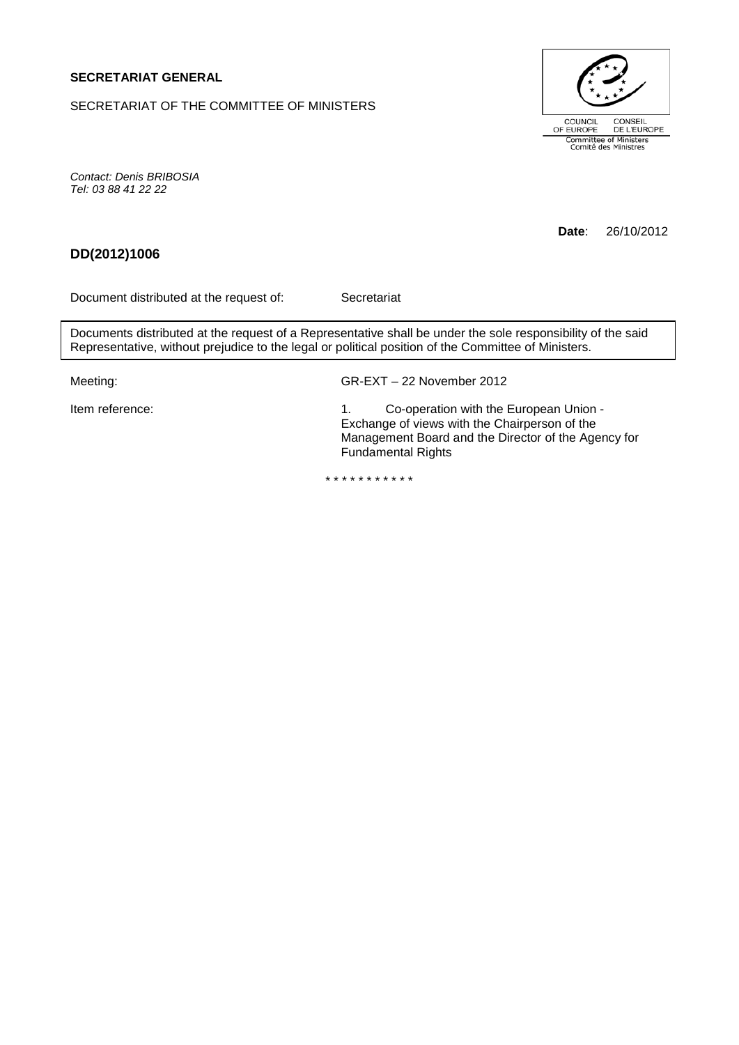**SECRETARIAT GENERAL**

SECRETARIAT OF THE COMMITTEE OF MINISTERS

COUNCIL OF EUROPE · CONSEIL DE L'EUROPE
Committee of Ministers
Comité des Ministres

*Contact: Denis BRIBOSIA*
*Tel: 03 88 41 22 22*

**Date**: 26/10/2012

**DD(2012)1006**

Document distributed at the request of: Secretariat

Documents distributed at the request of a Representative shall be under the sole responsibility of the said Representative, without prejudice to the legal or political position of the Committee of Ministers.

Meeting: GR-EXT – 22 November 2012

Item reference: 1. Co-operation with the European Union - Exchange of views with the Chairperson of the Management Board and the Director of the Agency for Fundamental Rights

\* \* \* \* \* \* \* \* \* \* \*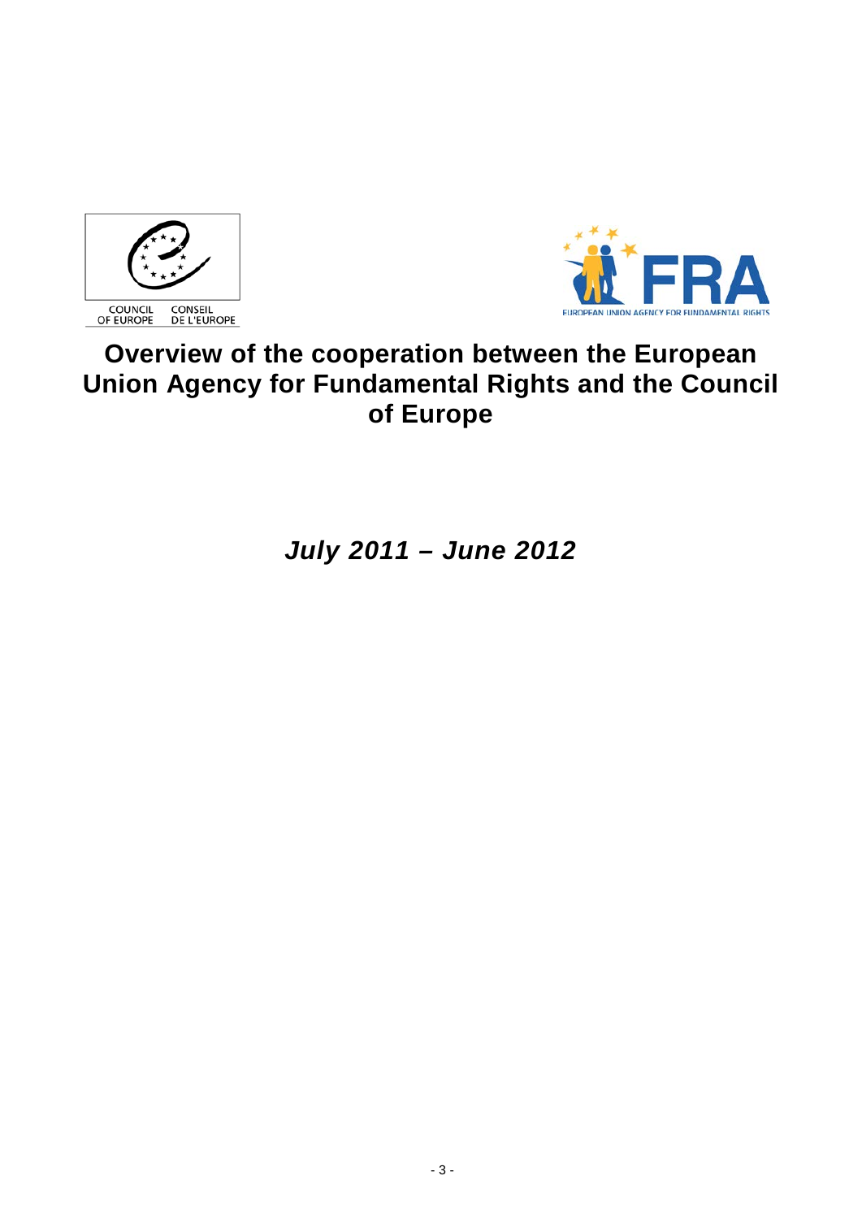COUNCIL OF EUROPE CONSEIL DE L'EUROPE

FRA

EUROPEAN UNION AGENCY FOR FUNDAMENTAL RIGHTS

# Overview of the cooperation between the European Union Agency for Fundamental Rights and the Council of Europe

***July 2011 – June 2012***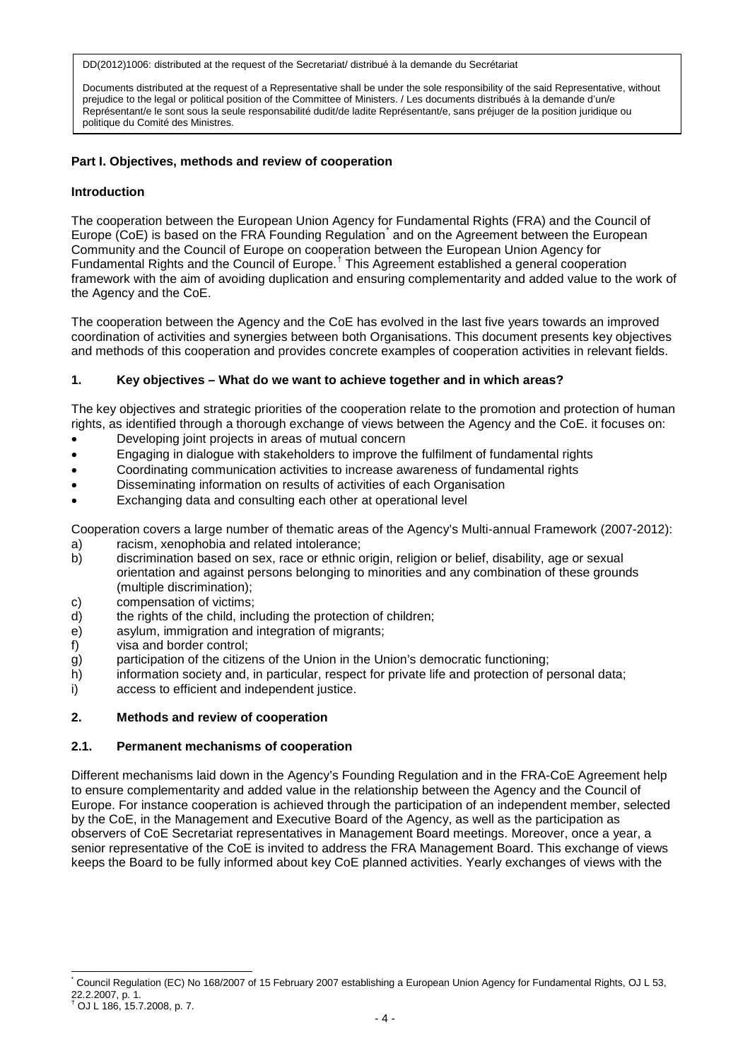DD(2012)1006: distributed at the request of the Secretariat/ distribué à la demande du Secrétariat

Documents distributed at the request of a Representative shall be under the sole responsibility of the said Representative, without prejudice to the legal or political position of the Committee of Ministers. / Les documents distribués à la demande d'un/e Représentant/e le sont sous la seule responsabilité dudit/de ladite Représentant/e, sans préjuger de la position juridique ou politique du Comité des Ministres.

## Part I. Objectives, methods and review of cooperation

### Introduction

The cooperation between the European Union Agency for Fundamental Rights (FRA) and the Council of Europe (CoE) is based on the FRA Founding Regulation[*] and on the Agreement between the European Community and the Council of Europe on cooperation between the European Union Agency for Fundamental Rights and the Council of Europe.[†] This Agreement established a general cooperation framework with the aim of avoiding duplication and ensuring complementarity and added value to the work of the Agency and the CoE.

The cooperation between the Agency and the CoE has evolved in the last five years towards an improved coordination of activities and synergies between both Organisations. This document presents key objectives and methods of this cooperation and provides concrete examples of cooperation activities in relevant fields.

### 1. Key objectives – What do we want to achieve together and in which areas?

The key objectives and strategic priorities of the cooperation relate to the promotion and protection of human rights, as identified through a thorough exchange of views between the Agency and the CoE. it focuses on:

- Developing joint projects in areas of mutual concern
- Engaging in dialogue with stakeholders to improve the fulfilment of fundamental rights
- Coordinating communication activities to increase awareness of fundamental rights
- Disseminating information on results of activities of each Organisation
- Exchanging data and consulting each other at operational level

Cooperation covers a large number of thematic areas of the Agency's Multi-annual Framework (2007-2012):

a) racism, xenophobia and related intolerance;
b) discrimination based on sex, race or ethnic origin, religion or belief, disability, age or sexual orientation and against persons belonging to minorities and any combination of these grounds (multiple discrimination);
c) compensation of victims;
d) the rights of the child, including the protection of children;
e) asylum, immigration and integration of migrants;
f) visa and border control;
g) participation of the citizens of the Union in the Union's democratic functioning;
h) information society and, in particular, respect for private life and protection of personal data;
i) access to efficient and independent justice.

### 2. Methods and review of cooperation

#### 2.1. Permanent mechanisms of cooperation

Different mechanisms laid down in the Agency's Founding Regulation and in the FRA-CoE Agreement help to ensure complementarity and added value in the relationship between the Agency and the Council of Europe. For instance cooperation is achieved through the participation of an independent member, selected by the CoE, in the Management and Executive Board of the Agency, as well as the participation as observers of CoE Secretariat representatives in Management Board meetings. Moreover, once a year, a senior representative of the CoE is invited to address the FRA Management Board. This exchange of views keeps the Board to be fully informed about key CoE planned activities. Yearly exchanges of views with the

---

[*] Council Regulation (EC) No 168/2007 of 15 February 2007 establishing a European Union Agency for Fundamental Rights, OJ L 53, 22.2.2007, p. 1.

[†] OJ L 186, 15.7.2008, p. 7.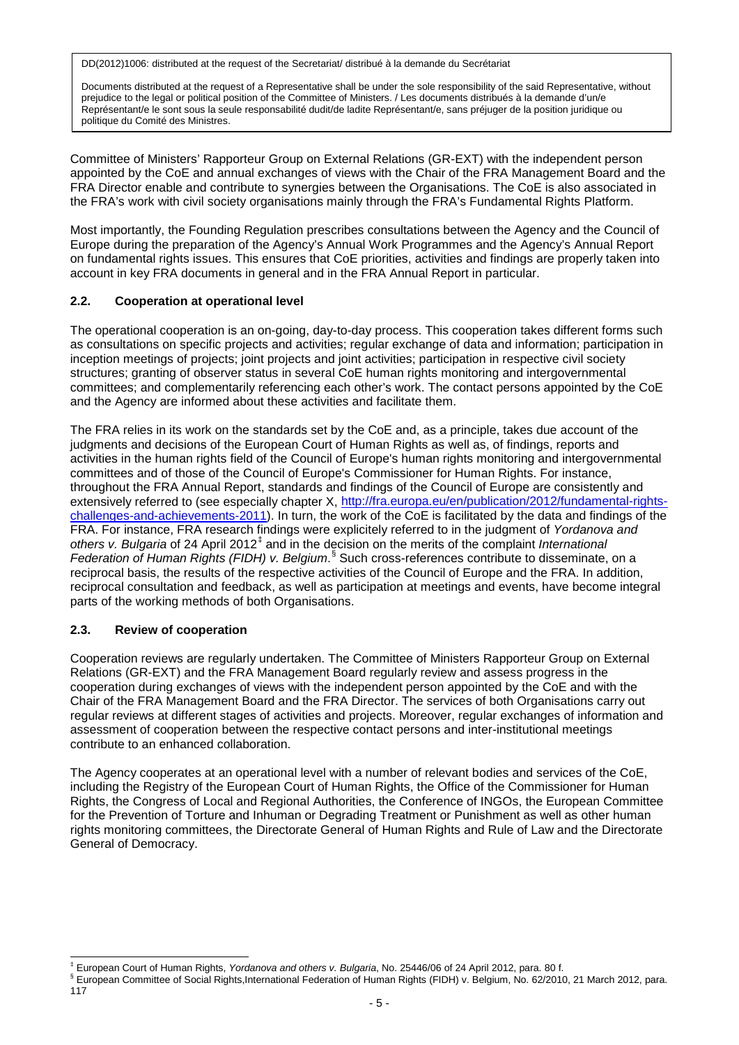DD(2012)1006: distributed at the request of the Secretariat/ distribué à la demande du Secrétariat

Documents distributed at the request of a Representative shall be under the sole responsibility of the said Representative, without prejudice to the legal or political position of the Committee of Ministers. / Les documents distribués à la demande d'un/e Représentant/e le sont sous la seule responsabilité dudit/de ladite Représentant/e, sans préjuger de la position juridique ou politique du Comité des Ministres.

Committee of Ministers' Rapporteur Group on External Relations (GR-EXT) with the independent person appointed by the CoE and annual exchanges of views with the Chair of the FRA Management Board and the FRA Director enable and contribute to synergies between the Organisations. The CoE is also associated in the FRA's work with civil society organisations mainly through the FRA's Fundamental Rights Platform.

Most importantly, the Founding Regulation prescribes consultations between the Agency and the Council of Europe during the preparation of the Agency's Annual Work Programmes and the Agency's Annual Report on fundamental rights issues. This ensures that CoE priorities, activities and findings are properly taken into account in key FRA documents in general and in the FRA Annual Report in particular.

### 2.2. Cooperation at operational level

The operational cooperation is an on-going, day-to-day process. This cooperation takes different forms such as consultations on specific projects and activities; regular exchange of data and information; participation in inception meetings of projects; joint projects and joint activities; participation in respective civil society structures; granting of observer status in several CoE human rights monitoring and intergovernmental committees; and complementarily referencing each other's work. The contact persons appointed by the CoE and the Agency are informed about these activities and facilitate them.

The FRA relies in its work on the standards set by the CoE and, as a principle, takes due account of the judgments and decisions of the European Court of Human Rights as well as, of findings, reports and activities in the human rights field of the Council of Europe's human rights monitoring and intergovernmental committees and of those of the Council of Europe's Commissioner for Human Rights. For instance, throughout the FRA Annual Report, standards and findings of the Council of Europe are consistently and extensively referred to (see especially chapter X, http://fra.europa.eu/en/publication/2012/fundamental-rights-challenges-and-achievements-2011). In turn, the work of the CoE is facilitated by the data and findings of the FRA. For instance, FRA research findings were explicitely referred to in the judgment of *Yordanova and others v. Bulgaria* of 24 April 2012[‡] and in the decision on the merits of the complaint *International Federation of Human Rights (FIDH) v. Belgium*.[§] Such cross-references contribute to disseminate, on a reciprocal basis, the results of the respective activities of the Council of Europe and the FRA. In addition, reciprocal consultation and feedback, as well as participation at meetings and events, have become integral parts of the working methods of both Organisations.

### 2.3. Review of cooperation

Cooperation reviews are regularly undertaken. The Committee of Ministers Rapporteur Group on External Relations (GR-EXT) and the FRA Management Board regularly review and assess progress in the cooperation during exchanges of views with the independent person appointed by the CoE and with the Chair of the FRA Management Board and the FRA Director. The services of both Organisations carry out regular reviews at different stages of activities and projects. Moreover, regular exchanges of information and assessment of cooperation between the respective contact persons and inter-institutional meetings contribute to an enhanced collaboration.

The Agency cooperates at an operational level with a number of relevant bodies and services of the CoE, including the Registry of the European Court of Human Rights, the Office of the Commissioner for Human Rights, the Congress of Local and Regional Authorities, the Conference of INGOs, the European Committee for the Prevention of Torture and Inhuman or Degrading Treatment or Punishment as well as other human rights monitoring committees, the Directorate General of Human Rights and Rule of Law and the Directorate General of Democracy.

---

[‡] European Court of Human Rights, *Yordanova and others v. Bulgaria*, No. 25446/06 of 24 April 2012, para. 80 f.

[§] European Committee of Social Rights,International Federation of Human Rights (FIDH) v. Belgium, No. 62/2010, 21 March 2012, para. 117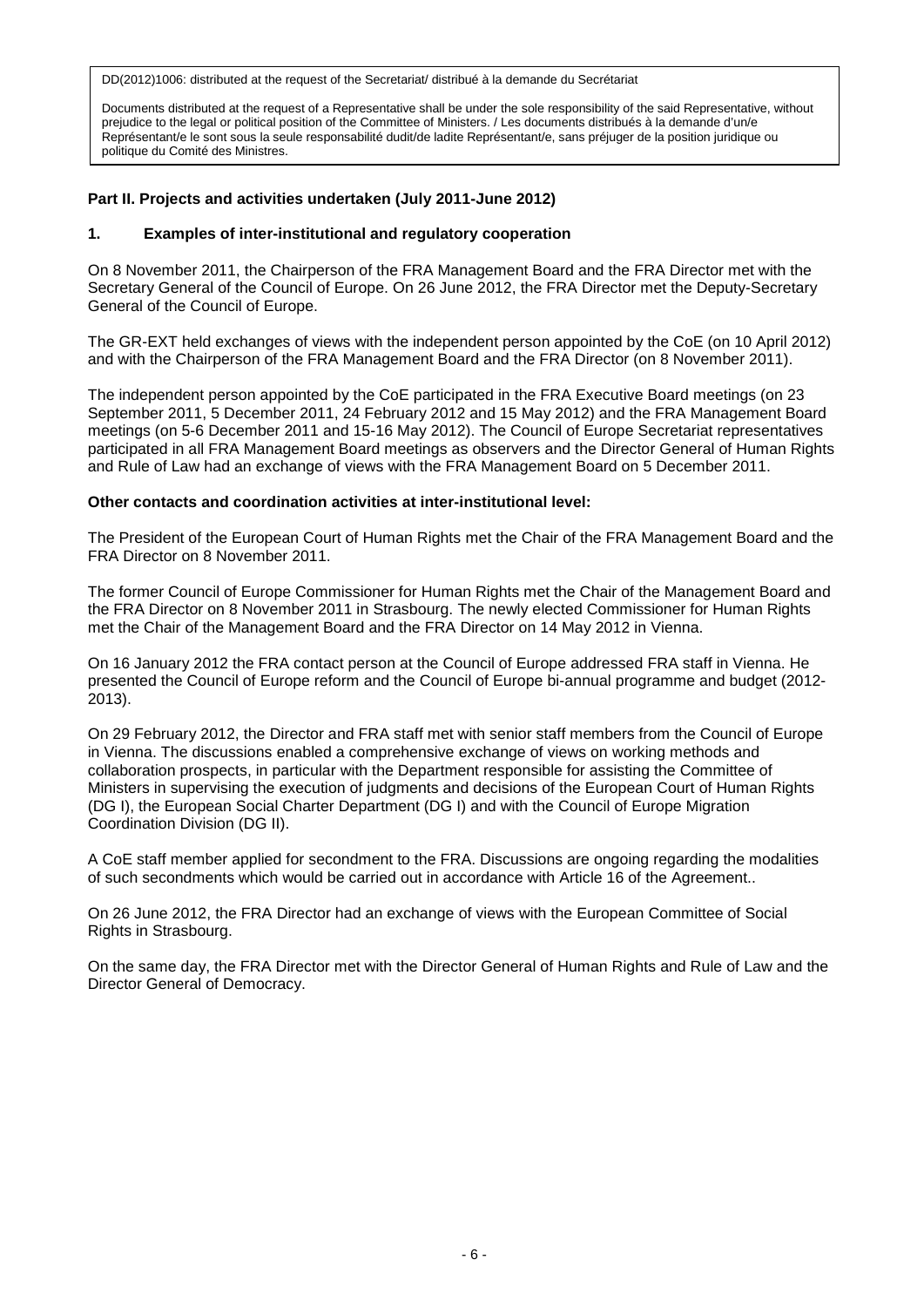DD(2012)1006: distributed at the request of the Secretariat/ distribué à la demande du Secrétariat

Documents distributed at the request of a Representative shall be under the sole responsibility of the said Representative, without prejudice to the legal or political position of the Committee of Ministers. / Les documents distribués à la demande d'un/e Représentant/e le sont sous la seule responsabilité dudit/de ladite Représentant/e, sans préjuger de la position juridique ou politique du Comité des Ministres.

**Part II. Projects and activities undertaken (July 2011-June 2012)**

**1. Examples of inter-institutional and regulatory cooperation**

On 8 November 2011, the Chairperson of the FRA Management Board and the FRA Director met with the Secretary General of the Council of Europe. On 26 June 2012, the FRA Director met the Deputy-Secretary General of the Council of Europe.

The GR-EXT held exchanges of views with the independent person appointed by the CoE (on 10 April 2012) and with the Chairperson of the FRA Management Board and the FRA Director (on 8 November 2011).

The independent person appointed by the CoE participated in the FRA Executive Board meetings (on 23 September 2011, 5 December 2011, 24 February 2012 and 15 May 2012) and the FRA Management Board meetings (on 5-6 December 2011 and 15-16 May 2012). The Council of Europe Secretariat representatives participated in all FRA Management Board meetings as observers and the Director General of Human Rights and Rule of Law had an exchange of views with the FRA Management Board on 5 December 2011.

**Other contacts and coordination activities at inter-institutional level:**

The President of the European Court of Human Rights met the Chair of the FRA Management Board and the FRA Director on 8 November 2011.

The former Council of Europe Commissioner for Human Rights met the Chair of the Management Board and the FRA Director on 8 November 2011 in Strasbourg. The newly elected Commissioner for Human Rights met the Chair of the Management Board and the FRA Director on 14 May 2012 in Vienna.

On 16 January 2012 the FRA contact person at the Council of Europe addressed FRA staff in Vienna. He presented the Council of Europe reform and the Council of Europe bi-annual programme and budget (2012-2013).

On 29 February 2012, the Director and FRA staff met with senior staff members from the Council of Europe in Vienna. The discussions enabled a comprehensive exchange of views on working methods and collaboration prospects, in particular with the Department responsible for assisting the Committee of Ministers in supervising the execution of judgments and decisions of the European Court of Human Rights (DG I), the European Social Charter Department (DG I) and with the Council of Europe Migration Coordination Division (DG II).

A CoE staff member applied for secondment to the FRA. Discussions are ongoing regarding the modalities of such secondments which would be carried out in accordance with Article 16 of the Agreement..

On 26 June 2012, the FRA Director had an exchange of views with the European Committee of Social Rights in Strasbourg.

On the same day, the FRA Director met with the Director General of Human Rights and Rule of Law and the Director General of Democracy.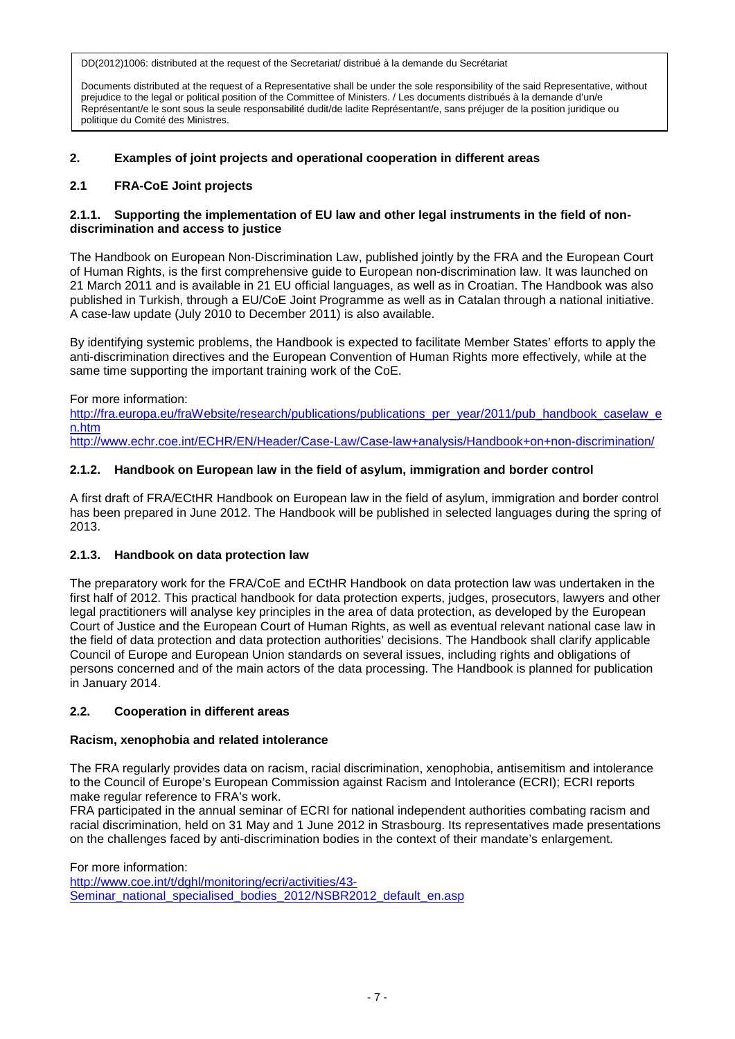DD(2012)1006: distributed at the request of the Secretariat/ distribué à la demande du Secrétariat

Documents distributed at the request of a Representative shall be under the sole responsibility of the said Representative, without prejudice to the legal or political position of the Committee of Ministers. / Les documents distribués à la demande d'un/e Représentant/e le sont sous la seule responsabilité dudit/de ladite Représentant/e, sans préjuger de la position juridique ou politique du Comité des Ministres.

## 2. Examples of joint projects and operational cooperation in different areas

### 2.1 FRA-CoE Joint projects

#### 2.1.1. Supporting the implementation of EU law and other legal instruments in the field of non-discrimination and access to justice

The Handbook on European Non-Discrimination Law, published jointly by the FRA and the European Court of Human Rights, is the first comprehensive guide to European non-discrimination law. It was launched on 21 March 2011 and is available in 21 EU official languages, as well as in Croatian. The Handbook was also published in Turkish, through a EU/CoE Joint Programme as well as in Catalan through a national initiative. A case-law update (July 2010 to December 2011) is also available.

By identifying systemic problems, the Handbook is expected to facilitate Member States' efforts to apply the anti-discrimination directives and the European Convention of Human Rights more effectively, while at the same time supporting the important training work of the CoE.

For more information:
http://fra.europa.eu/fraWebsite/research/publications/publications_per_year/2011/pub_handbook_caselaw_en.htm
http://www.echr.coe.int/ECHR/EN/Header/Case-Law/Case-law+analysis/Handbook+on+non-discrimination/

#### 2.1.2. Handbook on European law in the field of asylum, immigration and border control

A first draft of FRA/ECtHR Handbook on European law in the field of asylum, immigration and border control has been prepared in June 2012. The Handbook will be published in selected languages during the spring of 2013.

#### 2.1.3. Handbook on data protection law

The preparatory work for the FRA/CoE and ECtHR Handbook on data protection law was undertaken in the first half of 2012. This practical handbook for data protection experts, judges, prosecutors, lawyers and other legal practitioners will analyse key principles in the area of data protection, as developed by the European Court of Justice and the European Court of Human Rights, as well as eventual relevant national case law in the field of data protection and data protection authorities' decisions. The Handbook shall clarify applicable Council of Europe and European Union standards on several issues, including rights and obligations of persons concerned and of the main actors of the data processing. The Handbook is planned for publication in January 2014.

### 2.2. Cooperation in different areas

**Racism, xenophobia and related intolerance**

The FRA regularly provides data on racism, racial discrimination, xenophobia, antisemitism and intolerance to the Council of Europe's European Commission against Racism and Intolerance (ECRI); ECRI reports make regular reference to FRA's work.
FRA participated in the annual seminar of ECRI for national independent authorities combating racism and racial discrimination, held on 31 May and 1 June 2012 in Strasbourg. Its representatives made presentations on the challenges faced by anti-discrimination bodies in the context of their mandate's enlargement.

For more information:
http://www.coe.int/t/dghl/monitoring/ecri/activities/43-Seminar_national_specialised_bodies_2012/NSBR2012_default_en.asp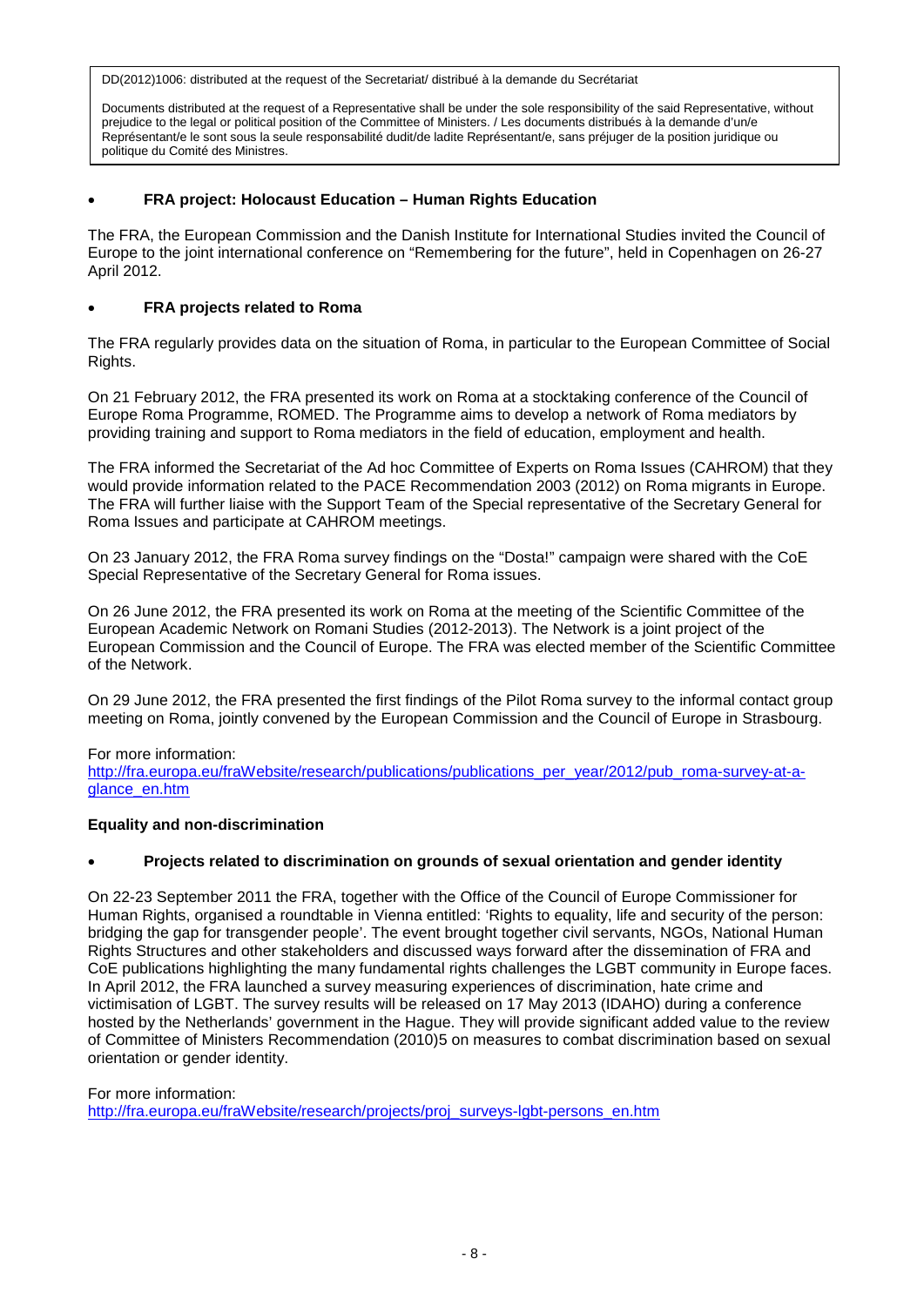DD(2012)1006: distributed at the request of the Secretariat/ distribué à la demande du Secrétariat

Documents distributed at the request of a Representative shall be under the sole responsibility of the said Representative, without prejudice to the legal or political position of the Committee of Ministers. / Les documents distribués à la demande d'un/e Représentant/e le sont sous la seule responsabilité dudit/de ladite Représentant/e, sans préjuger de la position juridique ou politique du Comité des Ministres.

- **FRA project: Holocaust Education – Human Rights Education**

The FRA, the European Commission and the Danish Institute for International Studies invited the Council of Europe to the joint international conference on "Remembering for the future", held in Copenhagen on 26-27 April 2012.

- **FRA projects related to Roma**

The FRA regularly provides data on the situation of Roma, in particular to the European Committee of Social Rights.

On 21 February 2012, the FRA presented its work on Roma at a stocktaking conference of the Council of Europe Roma Programme, ROMED. The Programme aims to develop a network of Roma mediators by providing training and support to Roma mediators in the field of education, employment and health.

The FRA informed the Secretariat of the Ad hoc Committee of Experts on Roma Issues (CAHROM) that they would provide information related to the PACE Recommendation 2003 (2012) on Roma migrants in Europe. The FRA will further liaise with the Support Team of the Special representative of the Secretary General for Roma Issues and participate at CAHROM meetings.

On 23 January 2012, the FRA Roma survey findings on the "Dosta!" campaign were shared with the CoE Special Representative of the Secretary General for Roma issues.

On 26 June 2012, the FRA presented its work on Roma at the meeting of the Scientific Committee of the European Academic Network on Romani Studies (2012-2013). The Network is a joint project of the European Commission and the Council of Europe. The FRA was elected member of the Scientific Committee of the Network.

On 29 June 2012, the FRA presented the first findings of the Pilot Roma survey to the informal contact group meeting on Roma, jointly convened by the European Commission and the Council of Europe in Strasbourg.

For more information:
http://fra.europa.eu/fraWebsite/research/publications/publications_per_year/2012/pub_roma-survey-at-a-glance_en.htm

**Equality and non-discrimination**

- **Projects related to discrimination on grounds of sexual orientation and gender identity**

On 22-23 September 2011 the FRA, together with the Office of the Council of Europe Commissioner for Human Rights, organised a roundtable in Vienna entitled: 'Rights to equality, life and security of the person: bridging the gap for transgender people'. The event brought together civil servants, NGOs, National Human Rights Structures and other stakeholders and discussed ways forward after the dissemination of FRA and CoE publications highlighting the many fundamental rights challenges the LGBT community in Europe faces. In April 2012, the FRA launched a survey measuring experiences of discrimination, hate crime and victimisation of LGBT. The survey results will be released on 17 May 2013 (IDAHO) during a conference hosted by the Netherlands' government in the Hague. They will provide significant added value to the review of Committee of Ministers Recommendation (2010)5 on measures to combat discrimination based on sexual orientation or gender identity.

For more information:
http://fra.europa.eu/fraWebsite/research/projects/proj_surveys-lgbt-persons_en.htm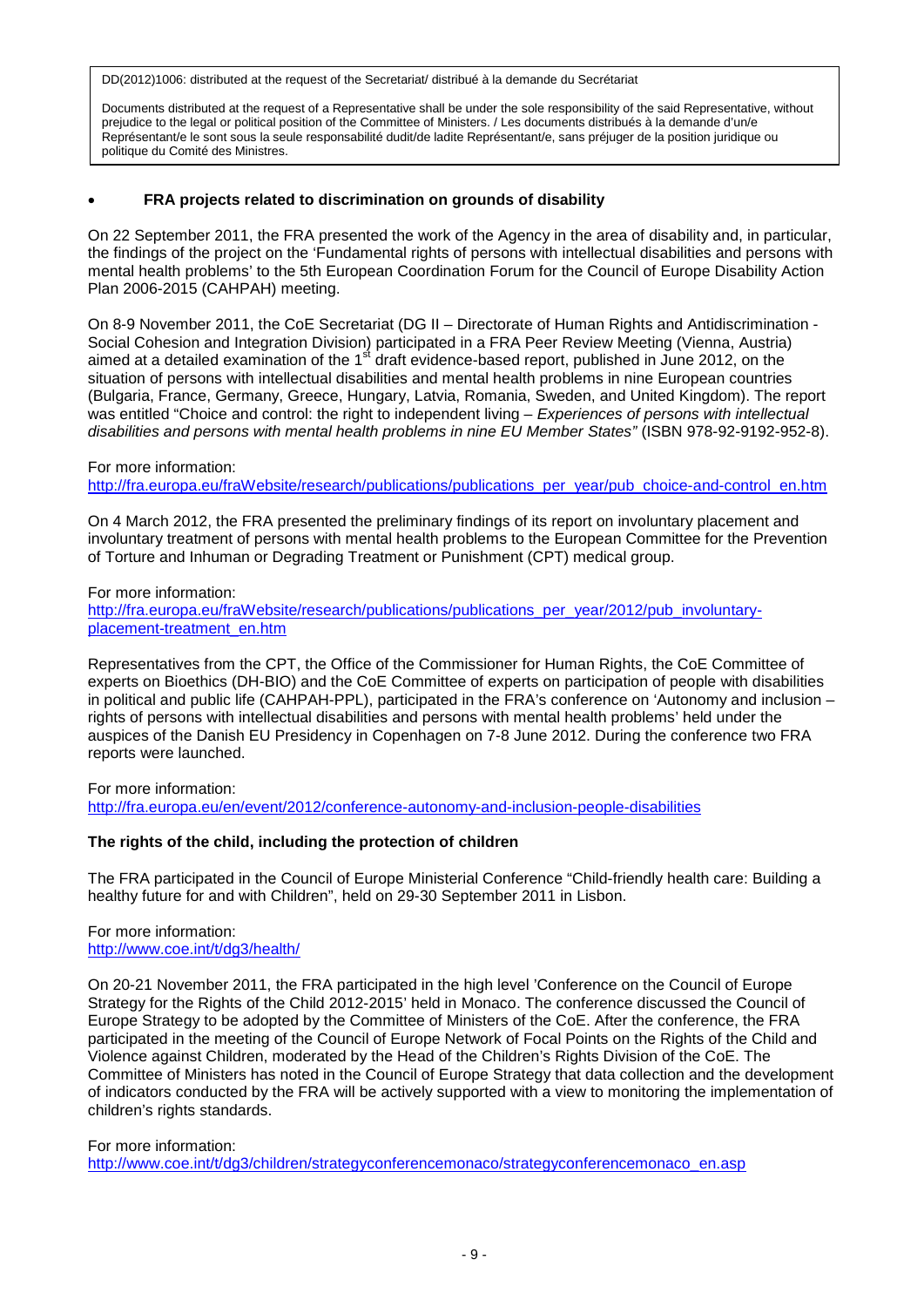DD(2012)1006: distributed at the request of the Secretariat/ distribué à la demande du Secrétariat

Documents distributed at the request of a Representative shall be under the sole responsibility of the said Representative, without prejudice to the legal or political position of the Committee of Ministers. / Les documents distribués à la demande d'un/e Représentant/e le sont sous la seule responsabilité dudit/de ladite Représentant/e, sans préjuger de la position juridique ou politique du Comité des Ministres.

- **FRA projects related to discrimination on grounds of disability**

On 22 September 2011, the FRA presented the work of the Agency in the area of disability and, in particular, the findings of the project on the 'Fundamental rights of persons with intellectual disabilities and persons with mental health problems' to the 5th European Coordination Forum for the Council of Europe Disability Action Plan 2006-2015 (CAHPAH) meeting.

On 8-9 November 2011, the CoE Secretariat (DG II – Directorate of Human Rights and Antidiscrimination - Social Cohesion and Integration Division) participated in a FRA Peer Review Meeting (Vienna, Austria) aimed at a detailed examination of the 1st draft evidence-based report, published in June 2012, on the situation of persons with intellectual disabilities and mental health problems in nine European countries (Bulgaria, France, Germany, Greece, Hungary, Latvia, Romania, Sweden, and United Kingdom). The report was entitled "Choice and control: the right to independent living – *Experiences of persons with intellectual disabilities and persons with mental health problems in nine EU Member States"* (ISBN 978-92-9192-952-8).

For more information:
http://fra.europa.eu/fraWebsite/research/publications/publications_per_year/pub_choice-and-control_en.htm

On 4 March 2012, the FRA presented the preliminary findings of its report on involuntary placement and involuntary treatment of persons with mental health problems to the European Committee for the Prevention of Torture and Inhuman or Degrading Treatment or Punishment (CPT) medical group.

For more information:
http://fra.europa.eu/fraWebsite/research/publications/publications_per_year/2012/pub_involuntary-placement-treatment_en.htm

Representatives from the CPT, the Office of the Commissioner for Human Rights, the CoE Committee of experts on Bioethics (DH-BIO) and the CoE Committee of experts on participation of people with disabilities in political and public life (CAHPAH-PPL), participated in the FRA's conference on 'Autonomy and inclusion – rights of persons with intellectual disabilities and persons with mental health problems' held under the auspices of the Danish EU Presidency in Copenhagen on 7-8 June 2012. During the conference two FRA reports were launched.

For more information:
http://fra.europa.eu/en/event/2012/conference-autonomy-and-inclusion-people-disabilities

**The rights of the child, including the protection of children**

The FRA participated in the Council of Europe Ministerial Conference "Child-friendly health care: Building a healthy future for and with Children", held on 29-30 September 2011 in Lisbon.

For more information:
http://www.coe.int/t/dg3/health/

On 20-21 November 2011, the FRA participated in the high level 'Conference on the Council of Europe Strategy for the Rights of the Child 2012-2015' held in Monaco. The conference discussed the Council of Europe Strategy to be adopted by the Committee of Ministers of the CoE. After the conference, the FRA participated in the meeting of the Council of Europe Network of Focal Points on the Rights of the Child and Violence against Children, moderated by the Head of the Children's Rights Division of the CoE. The Committee of Ministers has noted in the Council of Europe Strategy that data collection and the development of indicators conducted by the FRA will be actively supported with a view to monitoring the implementation of children's rights standards.

For more information:
http://www.coe.int/t/dg3/children/strategyconferencemonaco/strategyconferencemonaco_en.asp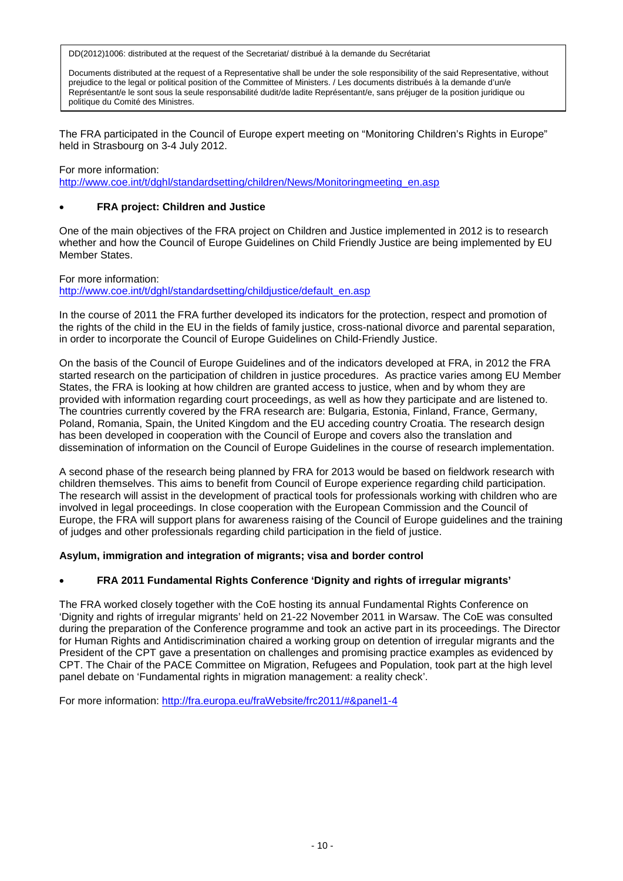DD(2012)1006: distributed at the request of the Secretariat/ distribué à la demande du Secrétariat

Documents distributed at the request of a Representative shall be under the sole responsibility of the said Representative, without prejudice to the legal or political position of the Committee of Ministers. / Les documents distribués à la demande d'un/e Représentant/e le sont sous la seule responsabilité dudit/de ladite Représentant/e, sans préjuger de la position juridique ou politique du Comité des Ministres.

The FRA participated in the Council of Europe expert meeting on "Monitoring Children's Rights in Europe" held in Strasbourg on 3-4 July 2012.

For more information:
http://www.coe.int/t/dghl/standardsetting/children/News/Monitoringmeeting_en.asp

- **FRA project: Children and Justice**

One of the main objectives of the FRA project on Children and Justice implemented in 2012 is to research whether and how the Council of Europe Guidelines on Child Friendly Justice are being implemented by EU Member States.

For more information:
http://www.coe.int/t/dghl/standardsetting/childjustice/default_en.asp

In the course of 2011 the FRA further developed its indicators for the protection, respect and promotion of the rights of the child in the EU in the fields of family justice, cross-national divorce and parental separation, in order to incorporate the Council of Europe Guidelines on Child-Friendly Justice.

On the basis of the Council of Europe Guidelines and of the indicators developed at FRA, in 2012 the FRA started research on the participation of children in justice procedures. As practice varies among EU Member States, the FRA is looking at how children are granted access to justice, when and by whom they are provided with information regarding court proceedings, as well as how they participate and are listened to. The countries currently covered by the FRA research are: Bulgaria, Estonia, Finland, France, Germany, Poland, Romania, Spain, the United Kingdom and the EU acceding country Croatia. The research design has been developed in cooperation with the Council of Europe and covers also the translation and dissemination of information on the Council of Europe Guidelines in the course of research implementation.

A second phase of the research being planned by FRA for 2013 would be based on fieldwork research with children themselves. This aims to benefit from Council of Europe experience regarding child participation. The research will assist in the development of practical tools for professionals working with children who are involved in legal proceedings. In close cooperation with the European Commission and the Council of Europe, the FRA will support plans for awareness raising of the Council of Europe guidelines and the training of judges and other professionals regarding child participation in the field of justice.

**Asylum, immigration and integration of migrants; visa and border control**

- **FRA 2011 Fundamental Rights Conference 'Dignity and rights of irregular migrants'**

The FRA worked closely together with the CoE hosting its annual Fundamental Rights Conference on 'Dignity and rights of irregular migrants' held on 21-22 November 2011 in Warsaw. The CoE was consulted during the preparation of the Conference programme and took an active part in its proceedings. The Director for Human Rights and Antidiscrimination chaired a working group on detention of irregular migrants and the President of the CPT gave a presentation on challenges and promising practice examples as evidenced by CPT. The Chair of the PACE Committee on Migration, Refugees and Population, took part at the high level panel debate on 'Fundamental rights in migration management: a reality check'.

For more information: http://fra.europa.eu/fraWebsite/frc2011/#&panel1-4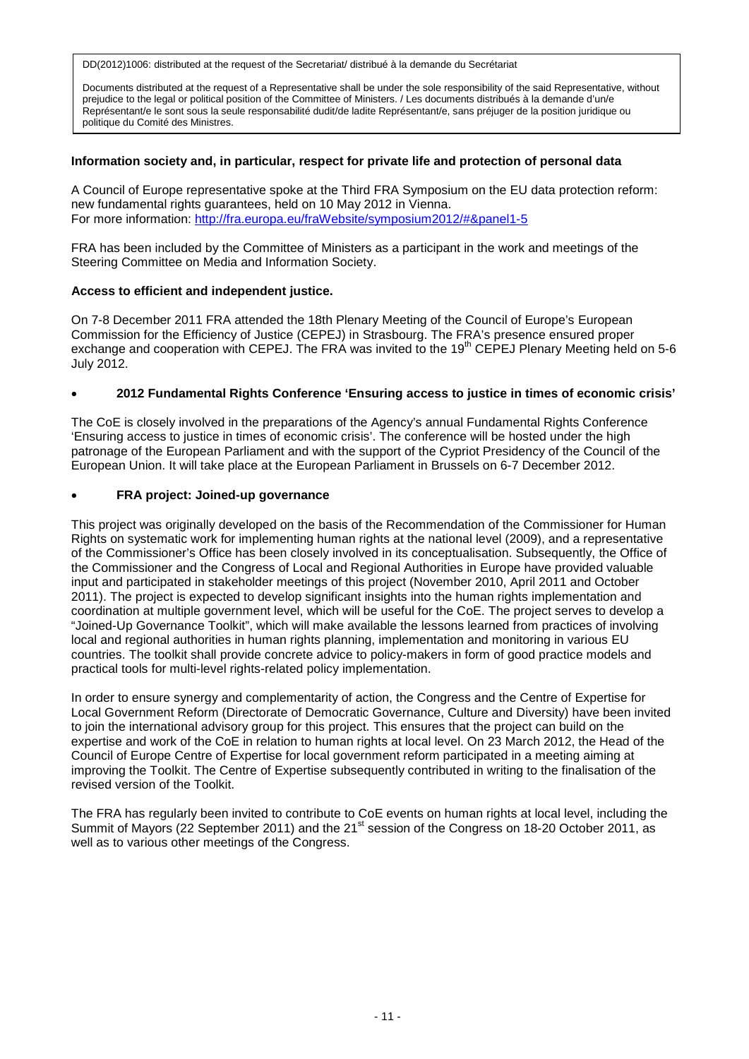DD(2012)1006: distributed at the request of the Secretariat/ distribué à la demande du Secrétariat

Documents distributed at the request of a Representative shall be under the sole responsibility of the said Representative, without prejudice to the legal or political position of the Committee of Ministers. / Les documents distribués à la demande d'un/e Représentant/e le sont sous la seule responsabilité dudit/de ladite Représentant/e, sans préjuger de la position juridique ou politique du Comité des Ministres.

**Information society and, in particular, respect for private life and protection of personal data**

A Council of Europe representative spoke at the Third FRA Symposium on the EU data protection reform: new fundamental rights guarantees, held on 10 May 2012 in Vienna.
For more information: http://fra.europa.eu/fraWebsite/symposium2012/#&panel1-5

FRA has been included by the Committee of Ministers as a participant in the work and meetings of the Steering Committee on Media and Information Society.

**Access to efficient and independent justice.**

On 7-8 December 2011 FRA attended the 18th Plenary Meeting of the Council of Europe's European Commission for the Efficiency of Justice (CEPEJ) in Strasbourg. The FRA's presence ensured proper exchange and cooperation with CEPEJ. The FRA was invited to the 19th CEPEJ Plenary Meeting held on 5-6 July 2012.

- **2012 Fundamental Rights Conference 'Ensuring access to justice in times of economic crisis'**

The CoE is closely involved in the preparations of the Agency's annual Fundamental Rights Conference 'Ensuring access to justice in times of economic crisis'. The conference will be hosted under the high patronage of the European Parliament and with the support of the Cypriot Presidency of the Council of the European Union. It will take place at the European Parliament in Brussels on 6-7 December 2012.

- **FRA project: Joined-up governance**

This project was originally developed on the basis of the Recommendation of the Commissioner for Human Rights on systematic work for implementing human rights at the national level (2009), and a representative of the Commissioner's Office has been closely involved in its conceptualisation. Subsequently, the Office of the Commissioner and the Congress of Local and Regional Authorities in Europe have provided valuable input and participated in stakeholder meetings of this project (November 2010, April 2011 and October 2011). The project is expected to develop significant insights into the human rights implementation and coordination at multiple government level, which will be useful for the CoE. The project serves to develop a "Joined-Up Governance Toolkit", which will make available the lessons learned from practices of involving local and regional authorities in human rights planning, implementation and monitoring in various EU countries. The toolkit shall provide concrete advice to policy-makers in form of good practice models and practical tools for multi-level rights-related policy implementation.

In order to ensure synergy and complementarity of action, the Congress and the Centre of Expertise for Local Government Reform (Directorate of Democratic Governance, Culture and Diversity) have been invited to join the international advisory group for this project. This ensures that the project can build on the expertise and work of the CoE in relation to human rights at local level. On 23 March 2012, the Head of the Council of Europe Centre of Expertise for local government reform participated in a meeting aiming at improving the Toolkit. The Centre of Expertise subsequently contributed in writing to the finalisation of the revised version of the Toolkit.

The FRA has regularly been invited to contribute to CoE events on human rights at local level, including the Summit of Mayors (22 September 2011) and the 21st session of the Congress on 18-20 October 2011, as well as to various other meetings of the Congress.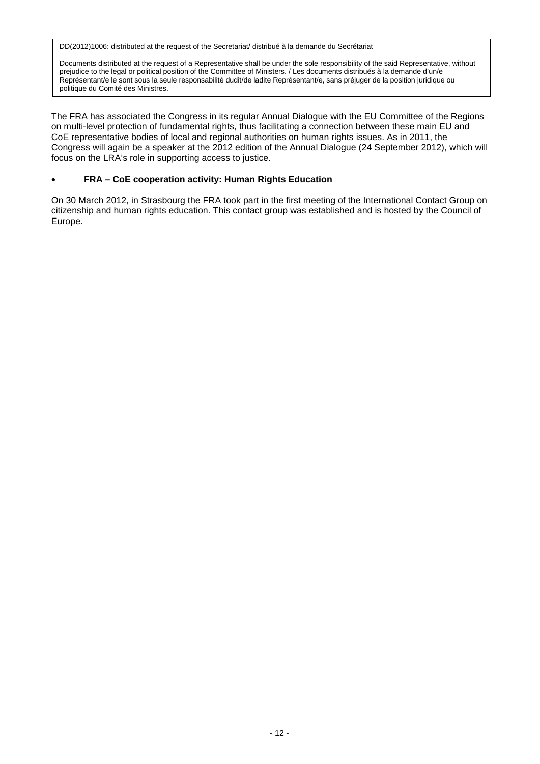DD(2012)1006: distributed at the request of the Secretariat/ distribué à la demande du Secrétariat

Documents distributed at the request of a Representative shall be under the sole responsibility of the said Representative, without prejudice to the legal or political position of the Committee of Ministers. / Les documents distribués à la demande d'un/e Représentant/e le sont sous la seule responsabilité dudit/de ladite Représentant/e, sans préjuger de la position juridique ou politique du Comité des Ministres.

The FRA has associated the Congress in its regular Annual Dialogue with the EU Committee of the Regions on multi-level protection of fundamental rights, thus facilitating a connection between these main EU and CoE representative bodies of local and regional authorities on human rights issues. As in 2011, the Congress will again be a speaker at the 2012 edition of the Annual Dialogue (24 September 2012), which will focus on the LRA's role in supporting access to justice.

- **FRA – CoE cooperation activity: Human Rights Education**

On 30 March 2012, in Strasbourg the FRA took part in the first meeting of the International Contact Group on citizenship and human rights education. This contact group was established and is hosted by the Council of Europe.